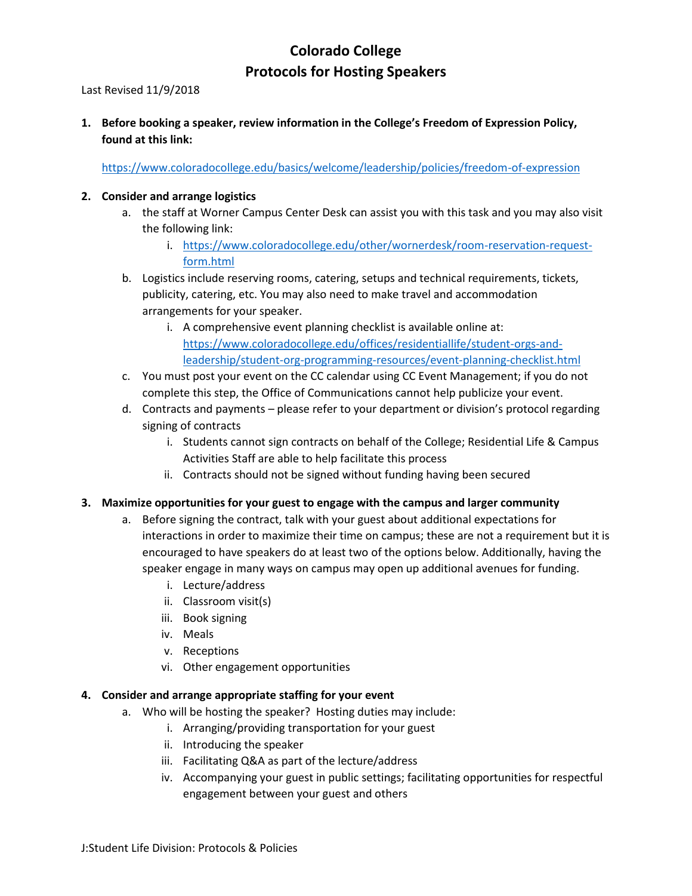# Colorado College
## Protocols for Hosting Speakers

Last Revised 11/9/2018

1. **Before booking a speaker, review information in the College's Freedom of Expression Policy, found at this link:**

   https://www.coloradocollege.edu/basics/welcome/leadership/policies/freedom-of-expression

2. **Consider and arrange logistics**
   a. the staff at Worner Campus Center Desk can assist you with this task and you may also visit the following link:
      i. https://www.coloradocollege.edu/other/wornerdesk/room-reservation-request-form.html
   b. Logistics include reserving rooms, catering, setups and technical requirements, tickets, publicity, catering, etc. You may also need to make travel and accommodation arrangements for your speaker.
      i. A comprehensive event planning checklist is available online at: https://www.coloradocollege.edu/offices/residentiallife/student-orgs-and-leadership/student-org-programming-resources/event-planning-checklist.html
   c. You must post your event on the CC calendar using CC Event Management; if you do not complete this step, the Office of Communications cannot help publicize your event.
   d. Contracts and payments – please refer to your department or division's protocol regarding signing of contracts
      i. Students cannot sign contracts on behalf of the College; Residential Life & Campus Activities Staff are able to help facilitate this process
      ii. Contracts should not be signed without funding having been secured

3. **Maximize opportunities for your guest to engage with the campus and larger community**
   a. Before signing the contract, talk with your guest about additional expectations for interactions in order to maximize their time on campus; these are not a requirement but it is encouraged to have speakers do at least two of the options below. Additionally, having the speaker engage in many ways on campus may open up additional avenues for funding.
      i. Lecture/address
      ii. Classroom visit(s)
      iii. Book signing
      iv. Meals
      v. Receptions
      vi. Other engagement opportunities

4. **Consider and arrange appropriate staffing for your event**
   a. Who will be hosting the speaker? Hosting duties may include:
      i. Arranging/providing transportation for your guest
      ii. Introducing the speaker
      iii. Facilitating Q&A as part of the lecture/address
      iv. Accompanying your guest in public settings; facilitating opportunities for respectful engagement between your guest and others

J:Student Life Division: Protocols & Policies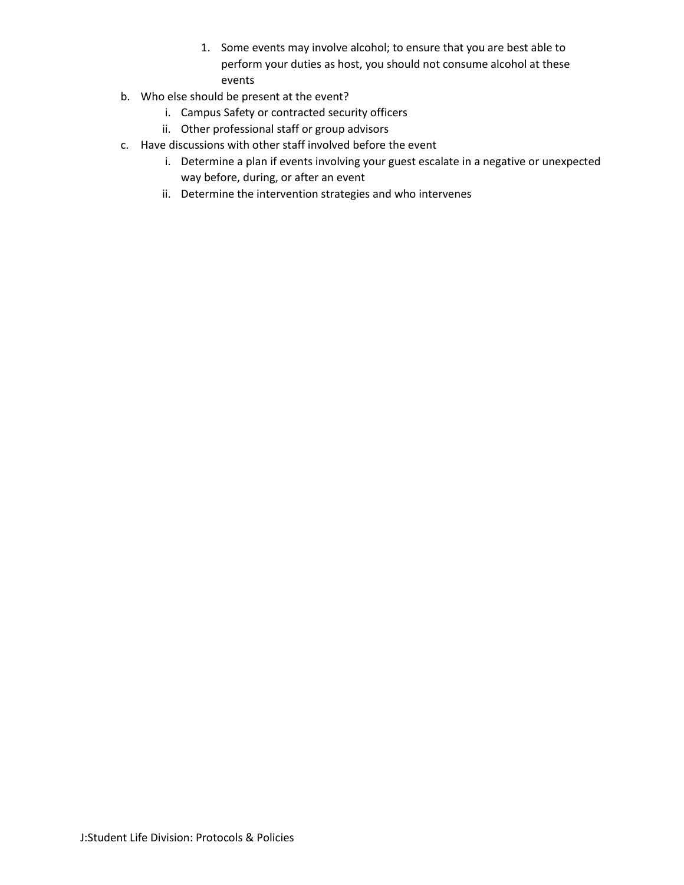1. Some events may involve alcohol; to ensure that you are best able to perform your duties as host, you should not consume alcohol at these events

   b. Who else should be present at the event?
      i. Campus Safety or contracted security officers
      ii. Other professional staff or group advisors

   c. Have discussions with other staff involved before the event
      i. Determine a plan if events involving your guest escalate in a negative or unexpected way before, during, or after an event
      ii. Determine the intervention strategies and who intervenes